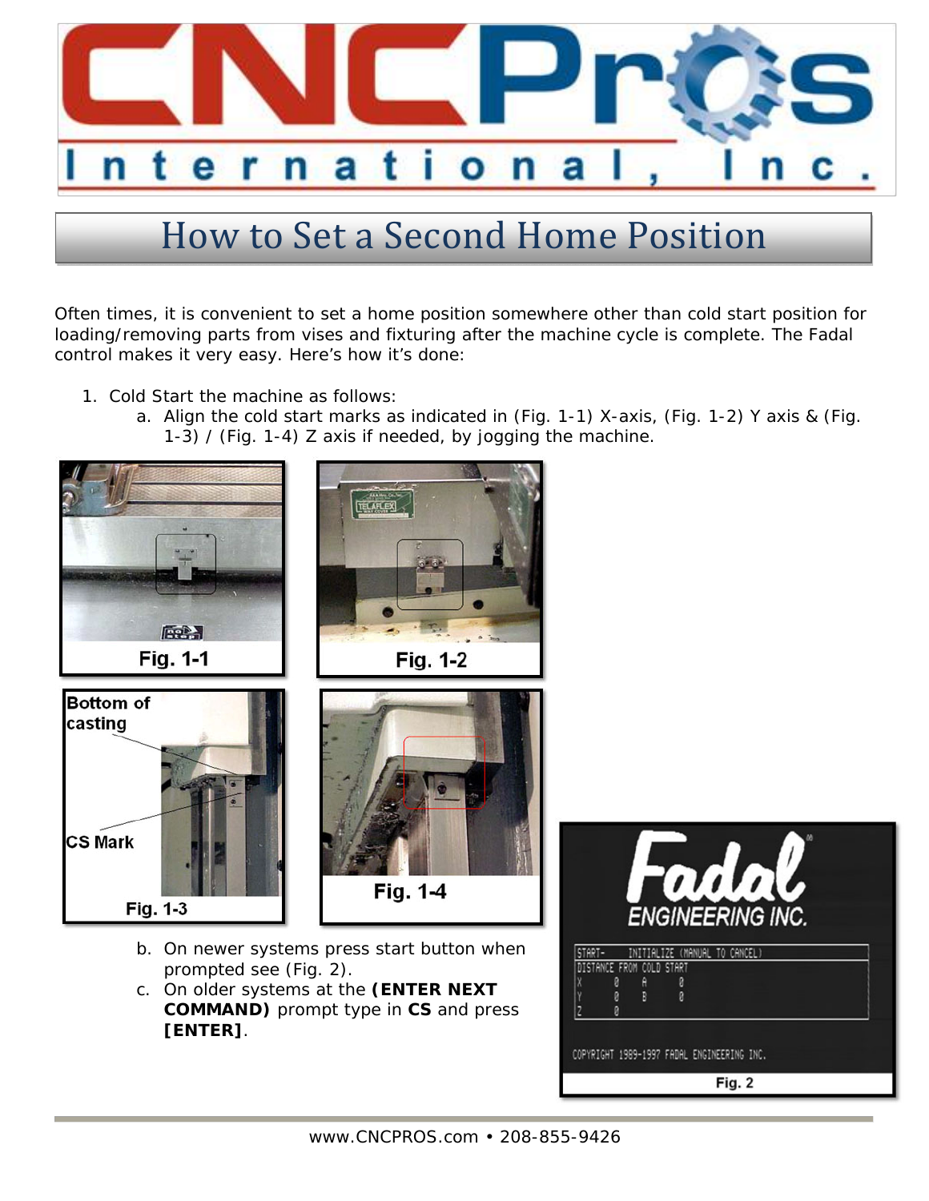# How to Set a Second Home Position

Often times, it is convenient to set a home position somewhere other than cold start position for loading/removing parts from vises and fixturing after the machine cycle is complete. The Fadal control makes it very easy. Here's how it's done:

1. Cold Start the machine as follows:
   a. Align the cold start marks as indicated in (Fig. 1-1) X-axis, (Fig. 1-2) Y axis & (Fig. 1-3) / (Fig. 1-4) Z axis if needed, by jogging the machine.

Fig. 1-1

Fig. 1-2

Bottom of casting

CS Mark

Fig. 1-3

Fig. 1-4

   b. On newer systems press start button when prompted see (Fig. 2).
   c. On older systems at the **(ENTER NEXT COMMAND)** prompt type in **CS** and press **[ENTER]**.

Fig. 2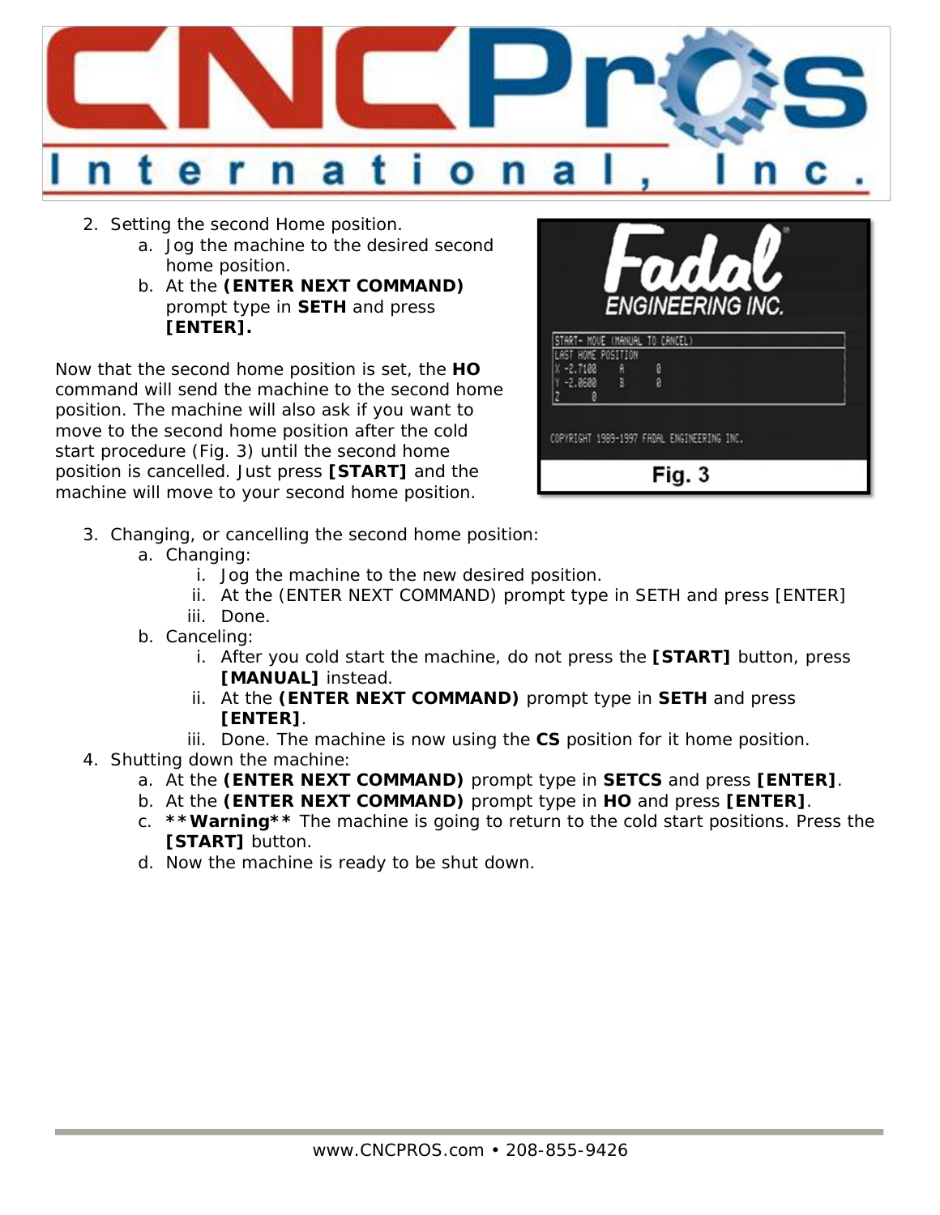2. Setting the second Home position.
    a. Jog the machine to the desired second home position.
    b. At the **(ENTER NEXT COMMAND)** prompt type in **SETH** and press **[ENTER].**

Now that the second home position is set, the **HO** command will send the machine to the second home position. The machine will also ask if you want to move to the second home position after the cold start procedure (Fig. 3) until the second home position is cancelled. Just press **[START]** and the machine will move to your second home position.

Fig. 3

3. Changing, or cancelling the second home position:
    a. Changing:
        i. Jog the machine to the new desired position.
        ii. At the (ENTER NEXT COMMAND) prompt type in SETH and press [ENTER]
        iii. Done.
    b. Canceling:
        i. After you cold start the machine, do not press the **[START]** button, press **[MANUAL]** instead.
        ii. At the **(ENTER NEXT COMMAND)** prompt type in **SETH** and press **[ENTER]**.
        iii. Done. The machine is now using the **CS** position for it home position.
4. Shutting down the machine:
    a. At the **(ENTER NEXT COMMAND)** prompt type in **SETCS** and press **[ENTER]**.
    b. At the **(ENTER NEXT COMMAND)** prompt type in **HO** and press **[ENTER]**.
    c. **\*\*Warning\*\*** The machine is going to return to the cold start positions. Press the **[START]** button.
    d. Now the machine is ready to be shut down.